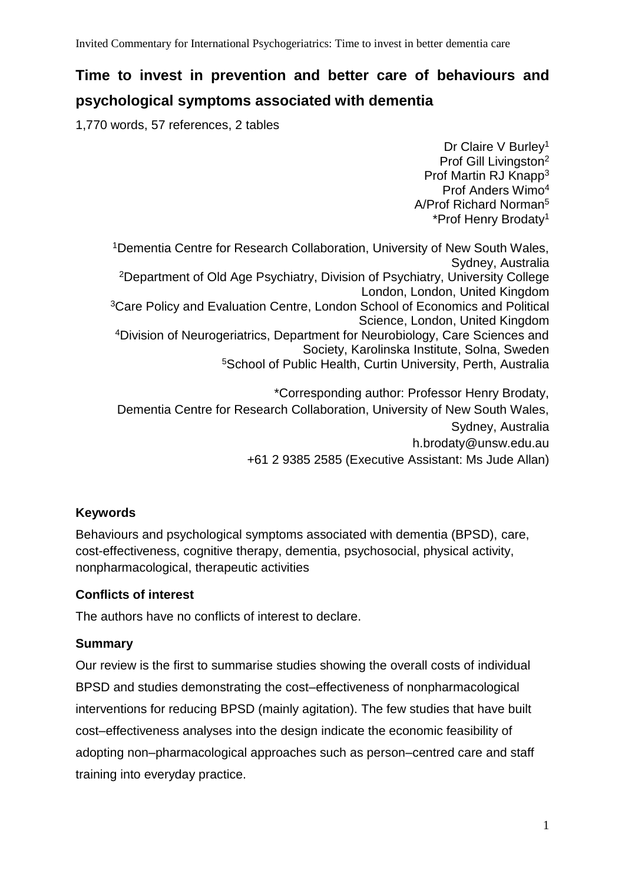# Time to invest in prevention and better care of behaviours and psychological symptoms associated with dementia

1,770 words, 57 references, 2 tables

Dr Claire V Burley[1]
Prof Gill Livingston[2]
Prof Martin RJ Knapp[3]
Prof Anders Wimo[4]
A/Prof Richard Norman[5]
*Prof Henry Brodaty[1]

[1]Dementia Centre for Research Collaboration, University of New South Wales, Sydney, Australia
[2]Department of Old Age Psychiatry, Division of Psychiatry, University College London, London, United Kingdom
[3]Care Policy and Evaluation Centre, London School of Economics and Political Science, London, United Kingdom
[4]Division of Neurogeriatrics, Department for Neurobiology, Care Sciences and Society, Karolinska Institute, Solna, Sweden
[5]School of Public Health, Curtin University, Perth, Australia

*Corresponding author: Professor Henry Brodaty,
Dementia Centre for Research Collaboration, University of New South Wales, Sydney, Australia
h.brodaty@unsw.edu.au
+61 2 9385 2585 (Executive Assistant: Ms Jude Allan)

### Keywords

Behaviours and psychological symptoms associated with dementia (BPSD), care, cost-effectiveness, cognitive therapy, dementia, psychosocial, physical activity, nonpharmacological, therapeutic activities

### Conflicts of interest

The authors have no conflicts of interest to declare.

### Summary

Our review is the first to summarise studies showing the overall costs of individual BPSD and studies demonstrating the cost–effectiveness of nonpharmacological interventions for reducing BPSD (mainly agitation). The few studies that have built cost–effectiveness analyses into the design indicate the economic feasibility of adopting non–pharmacological approaches such as person–centred care and staff training into everyday practice.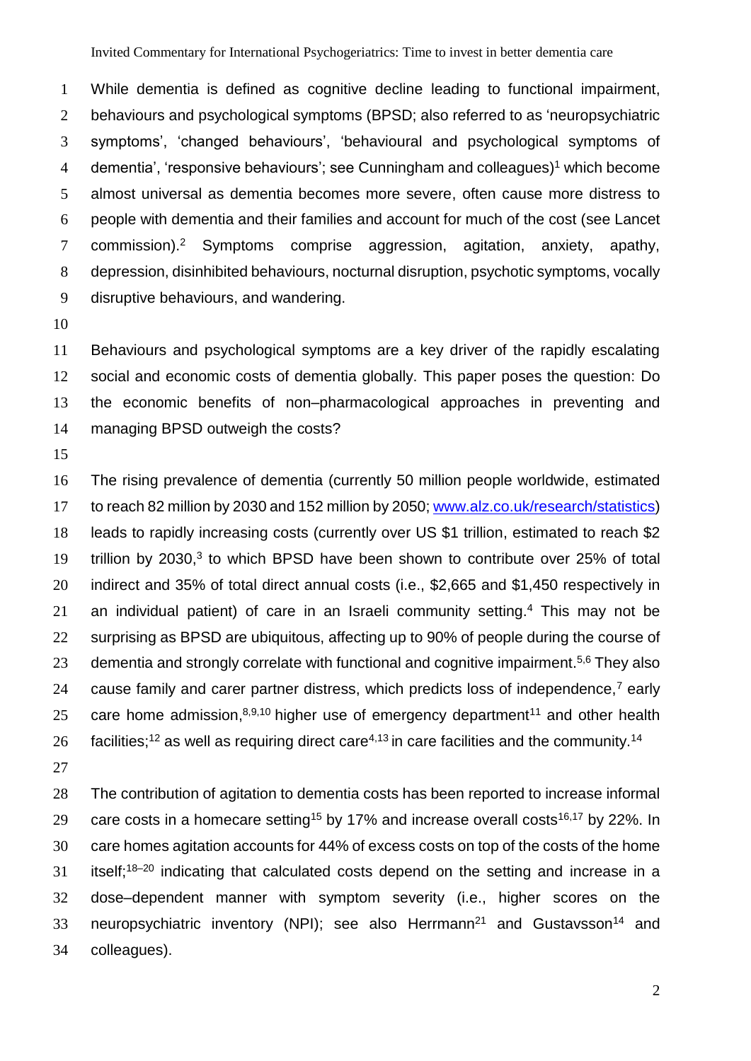While dementia is defined as cognitive decline leading to functional impairment, behaviours and psychological symptoms (BPSD; also referred to as 'neuropsychiatric symptoms', 'changed behaviours', 'behavioural and psychological symptoms of dementia', 'responsive behaviours'; see Cunningham and colleagues)[1] which become almost universal as dementia becomes more severe, often cause more distress to people with dementia and their families and account for much of the cost (see Lancet commission).[2] Symptoms comprise aggression, agitation, anxiety, apathy, depression, disinhibited behaviours, nocturnal disruption, psychotic symptoms, vocally disruptive behaviours, and wandering.

Behaviours and psychological symptoms are a key driver of the rapidly escalating social and economic costs of dementia globally. This paper poses the question: Do the economic benefits of non–pharmacological approaches in preventing and managing BPSD outweigh the costs?

The rising prevalence of dementia (currently 50 million people worldwide, estimated to reach 82 million by 2030 and 152 million by 2050; www.alz.co.uk/research/statistics) leads to rapidly increasing costs (currently over US $1 trillion, estimated to reach $2 trillion by 2030,[3] to which BPSD have been shown to contribute over 25% of total indirect and 35% of total direct annual costs (i.e., $2,665 and $1,450 respectively in an individual patient) of care in an Israeli community setting.[4] This may not be surprising as BPSD are ubiquitous, affecting up to 90% of people during the course of dementia and strongly correlate with functional and cognitive impairment.[5,6] They also cause family and carer partner distress, which predicts loss of independence,[7] early care home admission,[8,9,10] higher use of emergency department[11] and other health facilities;[12] as well as requiring direct care[4,13] in care facilities and the community.[14]

The contribution of agitation to dementia costs has been reported to increase informal care costs in a homecare setting[15] by 17% and increase overall costs[16,17] by 22%. In care homes agitation accounts for 44% of excess costs on top of the costs of the home itself;[18–20] indicating that calculated costs depend on the setting and increase in a dose–dependent manner with symptom severity (i.e., higher scores on the neuropsychiatric inventory (NPI); see also Herrmann[21] and Gustavsson[14] and colleagues).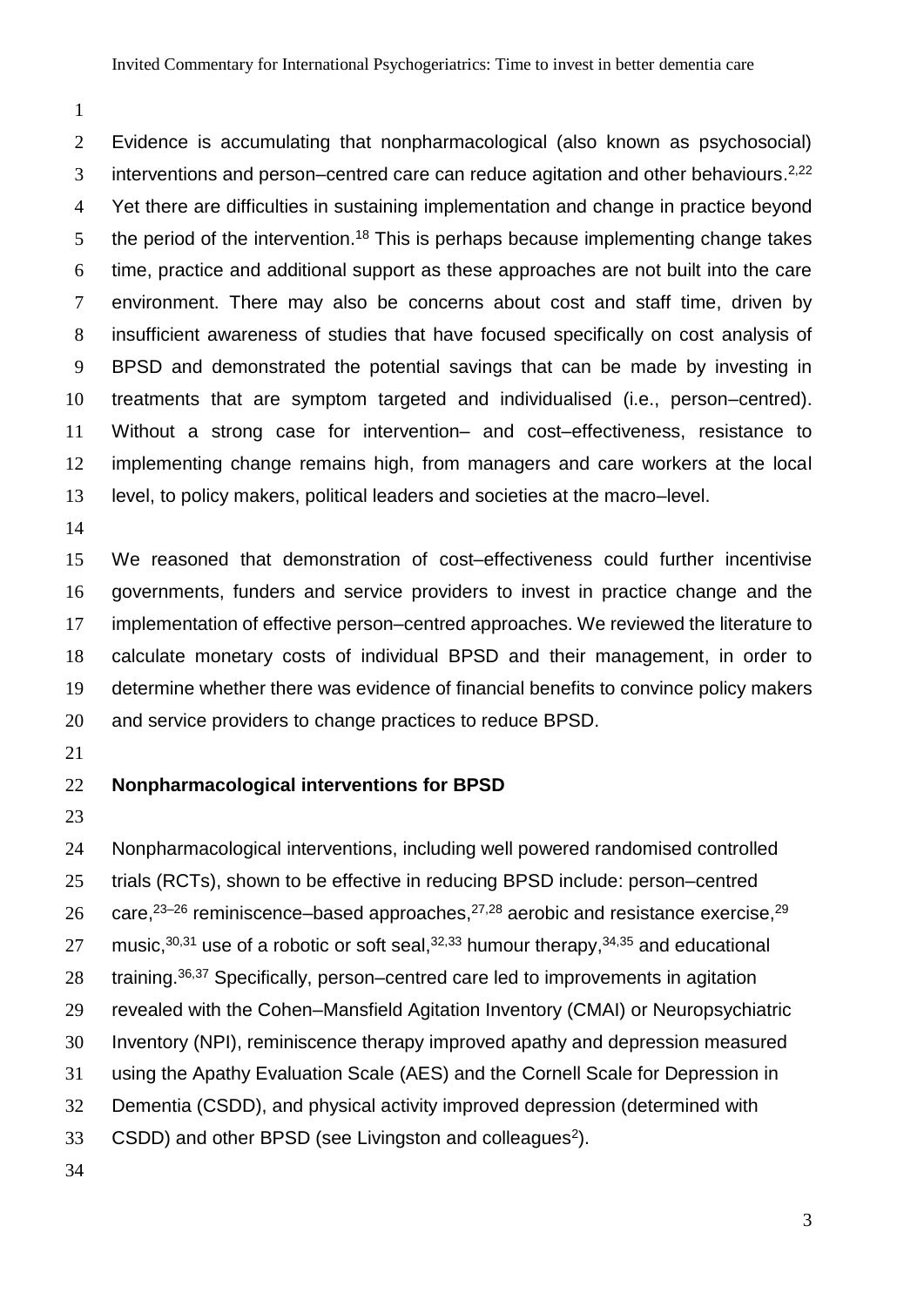Evidence is accumulating that nonpharmacological (also known as psychosocial) interventions and person–centred care can reduce agitation and other behaviours.[2,22] Yet there are difficulties in sustaining implementation and change in practice beyond the period of the intervention.[18] This is perhaps because implementing change takes time, practice and additional support as these approaches are not built into the care environment. There may also be concerns about cost and staff time, driven by insufficient awareness of studies that have focused specifically on cost analysis of BPSD and demonstrated the potential savings that can be made by investing in treatments that are symptom targeted and individualised (i.e., person–centred). Without a strong case for intervention– and cost–effectiveness, resistance to implementing change remains high, from managers and care workers at the local level, to policy makers, political leaders and societies at the macro–level.

We reasoned that demonstration of cost–effectiveness could further incentivise governments, funders and service providers to invest in practice change and the implementation of effective person–centred approaches. We reviewed the literature to calculate monetary costs of individual BPSD and their management, in order to determine whether there was evidence of financial benefits to convince policy makers and service providers to change practices to reduce BPSD.

**Nonpharmacological interventions for BPSD**

Nonpharmacological interventions, including well powered randomised controlled trials (RCTs), shown to be effective in reducing BPSD include: person–centred care,[23–26] reminiscence–based approaches,[27,28] aerobic and resistance exercise,[29] music,[30,31] use of a robotic or soft seal,[32,33] humour therapy,[34,35] and educational training.[36,37] Specifically, person–centred care led to improvements in agitation revealed with the Cohen–Mansfield Agitation Inventory (CMAI) or Neuropsychiatric Inventory (NPI), reminiscence therapy improved apathy and depression measured using the Apathy Evaluation Scale (AES) and the Cornell Scale for Depression in Dementia (CSDD), and physical activity improved depression (determined with CSDD) and other BPSD (see Livingston and colleagues[2]).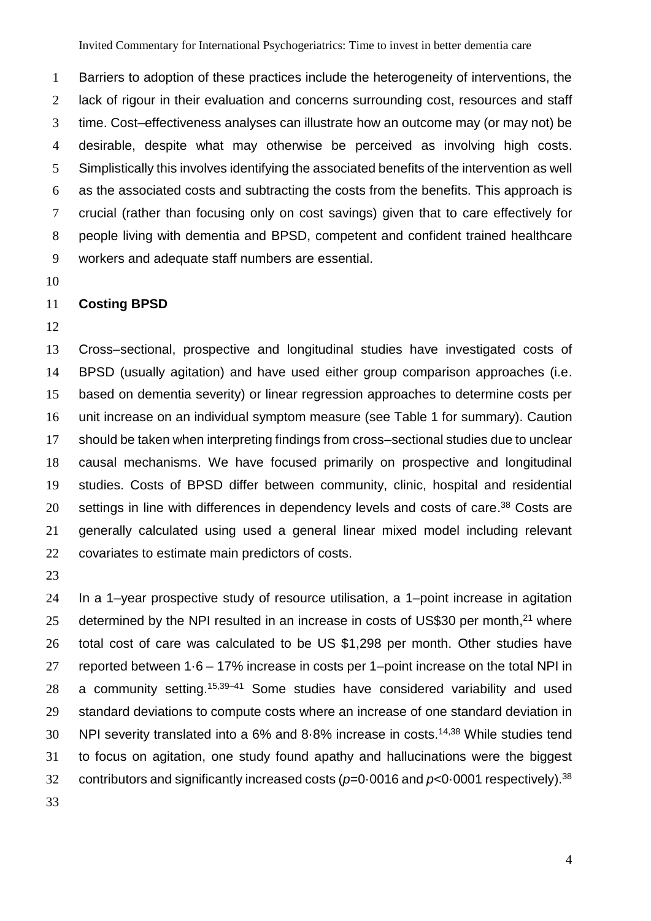Barriers to adoption of these practices include the heterogeneity of interventions, the lack of rigour in their evaluation and concerns surrounding cost, resources and staff time. Cost–effectiveness analyses can illustrate how an outcome may (or may not) be desirable, despite what may otherwise be perceived as involving high costs. Simplistically this involves identifying the associated benefits of the intervention as well as the associated costs and subtracting the costs from the benefits. This approach is crucial (rather than focusing only on cost savings) given that to care effectively for people living with dementia and BPSD, competent and confident trained healthcare workers and adequate staff numbers are essential.

**Costing BPSD**

Cross–sectional, prospective and longitudinal studies have investigated costs of BPSD (usually agitation) and have used either group comparison approaches (i.e. based on dementia severity) or linear regression approaches to determine costs per unit increase on an individual symptom measure (see Table 1 for summary). Caution should be taken when interpreting findings from cross–sectional studies due to unclear causal mechanisms. We have focused primarily on prospective and longitudinal studies. Costs of BPSD differ between community, clinic, hospital and residential settings in line with differences in dependency levels and costs of care.[38] Costs are generally calculated using used a general linear mixed model including relevant covariates to estimate main predictors of costs.

In a 1–year prospective study of resource utilisation, a 1–point increase in agitation determined by the NPI resulted in an increase in costs of US\$30 per month,[21] where total cost of care was calculated to be US \$1,298 per month. Other studies have reported between 1·6 – 17% increase in costs per 1–point increase on the total NPI in a community setting.[15,39–41] Some studies have considered variability and used standard deviations to compute costs where an increase of one standard deviation in NPI severity translated into a 6% and 8·8% increase in costs.[14,38] While studies tend to focus on agitation, one study found apathy and hallucinations were the biggest contributors and significantly increased costs ($p$=0·0016 and $p$<0·0001 respectively).[38]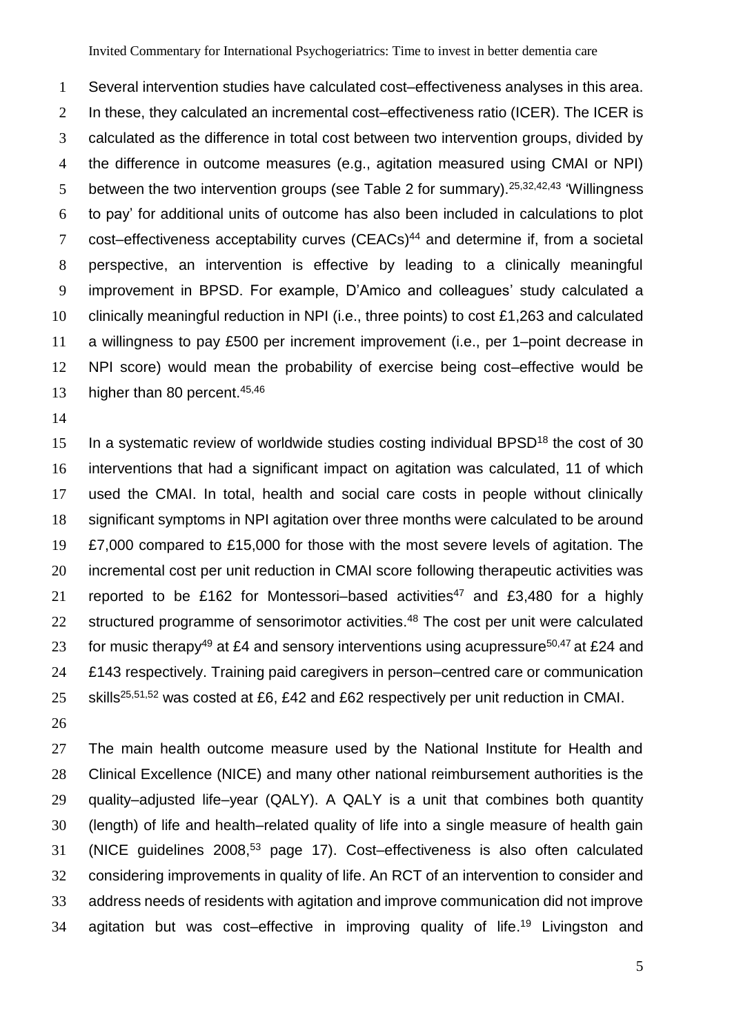Several intervention studies have calculated cost–effectiveness analyses in this area. In these, they calculated an incremental cost–effectiveness ratio (ICER). The ICER is calculated as the difference in total cost between two intervention groups, divided by the difference in outcome measures (e.g., agitation measured using CMAI or NPI) between the two intervention groups (see Table 2 for summary).[25,32,42,43] 'Willingness to pay' for additional units of outcome has also been included in calculations to plot cost–effectiveness acceptability curves (CEACs)[44] and determine if, from a societal perspective, an intervention is effective by leading to a clinically meaningful improvement in BPSD. For example, D'Amico and colleagues' study calculated a clinically meaningful reduction in NPI (i.e., three points) to cost £1,263 and calculated a willingness to pay £500 per increment improvement (i.e., per 1–point decrease in NPI score) would mean the probability of exercise being cost–effective would be higher than 80 percent.[45,46]

In a systematic review of worldwide studies costing individual BPSD[18] the cost of 30 interventions that had a significant impact on agitation was calculated, 11 of which used the CMAI. In total, health and social care costs in people without clinically significant symptoms in NPI agitation over three months were calculated to be around £7,000 compared to £15,000 for those with the most severe levels of agitation. The incremental cost per unit reduction in CMAI score following therapeutic activities was reported to be £162 for Montessori–based activities[47] and £3,480 for a highly structured programme of sensorimotor activities.[48] The cost per unit were calculated for music therapy[49] at £4 and sensory interventions using acupressure[50,47] at £24 and £143 respectively. Training paid caregivers in person–centred care or communication skills[25,51,52] was costed at £6, £42 and £62 respectively per unit reduction in CMAI.

The main health outcome measure used by the National Institute for Health and Clinical Excellence (NICE) and many other national reimbursement authorities is the quality–adjusted life–year (QALY). A QALY is a unit that combines both quantity (length) of life and health–related quality of life into a single measure of health gain (NICE guidelines 2008,[53] page 17). Cost–effectiveness is also often calculated considering improvements in quality of life. An RCT of an intervention to consider and address needs of residents with agitation and improve communication did not improve agitation but was cost–effective in improving quality of life.[19] Livingston and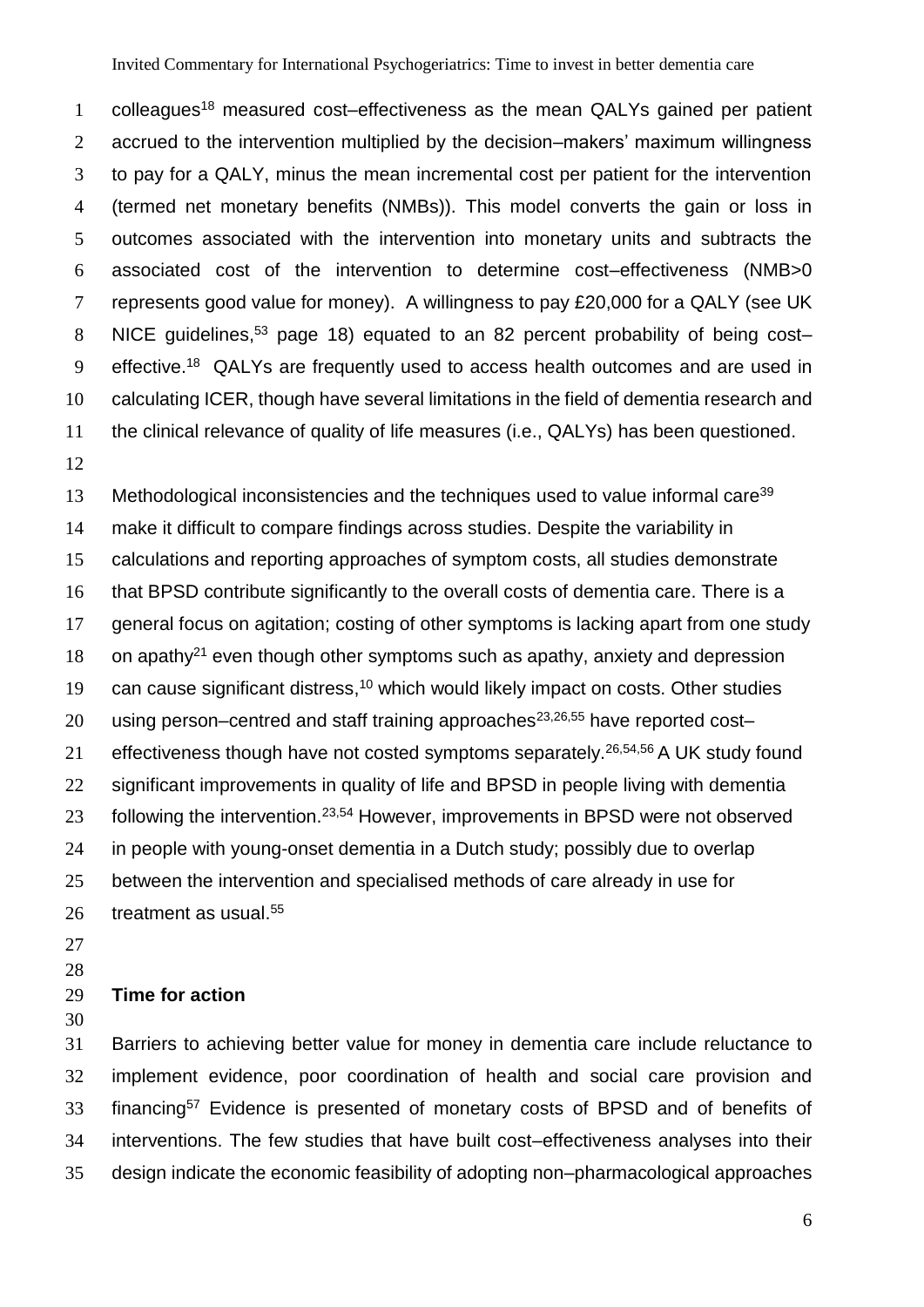colleagues[18] measured cost–effectiveness as the mean QALYs gained per patient accrued to the intervention multiplied by the decision–makers' maximum willingness to pay for a QALY, minus the mean incremental cost per patient for the intervention (termed net monetary benefits (NMBs)). This model converts the gain or loss in outcomes associated with the intervention into monetary units and subtracts the associated cost of the intervention to determine cost–effectiveness (NMB>0 represents good value for money). A willingness to pay £20,000 for a QALY (see UK NICE guidelines,[53] page 18) equated to an 82 percent probability of being cost–effective.[18] QALYs are frequently used to access health outcomes and are used in calculating ICER, though have several limitations in the field of dementia research and the clinical relevance of quality of life measures (i.e., QALYs) has been questioned.

Methodological inconsistencies and the techniques used to value informal care[39] make it difficult to compare findings across studies. Despite the variability in calculations and reporting approaches of symptom costs, all studies demonstrate that BPSD contribute significantly to the overall costs of dementia care. There is a general focus on agitation; costing of other symptoms is lacking apart from one study on apathy[21] even though other symptoms such as apathy, anxiety and depression can cause significant distress,[10] which would likely impact on costs. Other studies using person–centred and staff training approaches[23,26,55] have reported cost–effectiveness though have not costed symptoms separately.[26,54,56] A UK study found significant improvements in quality of life and BPSD in people living with dementia following the intervention.[23,54] However, improvements in BPSD were not observed in people with young-onset dementia in a Dutch study; possibly due to overlap between the intervention and specialised methods of care already in use for treatment as usual.[55]

## Time for action

Barriers to achieving better value for money in dementia care include reluctance to implement evidence, poor coordination of health and social care provision and financing[57] Evidence is presented of monetary costs of BPSD and of benefits of interventions. The few studies that have built cost–effectiveness analyses into their design indicate the economic feasibility of adopting non–pharmacological approaches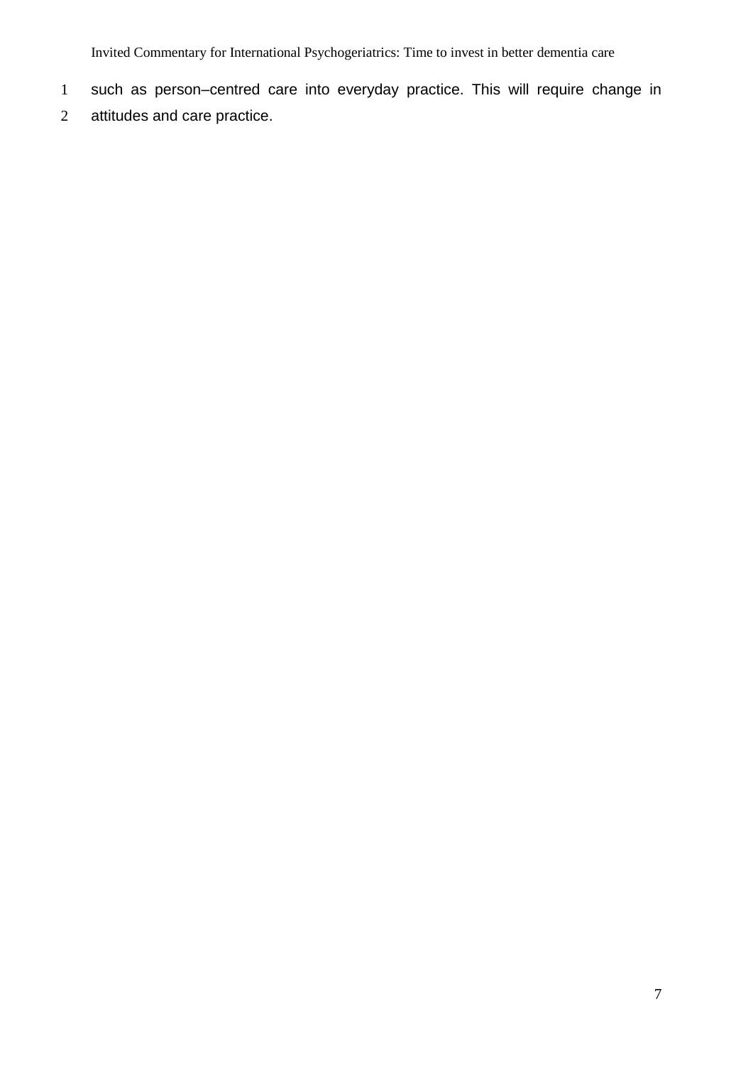such as person–centred care into everyday practice. This will require change in attitudes and care practice.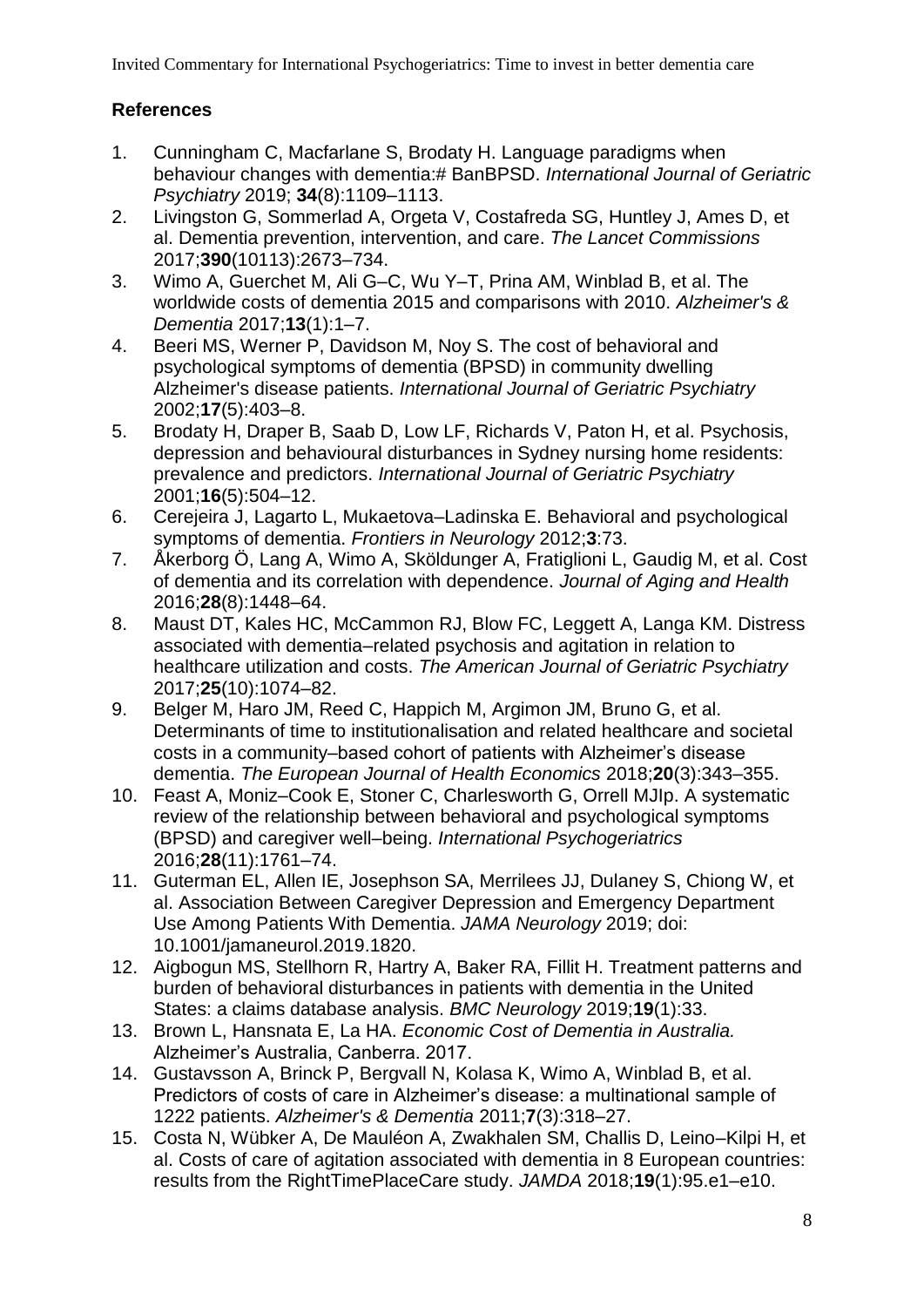## References

1. Cunningham C, Macfarlane S, Brodaty H. Language paradigms when behaviour changes with dementia:# BanBPSD. *International Journal of Geriatric Psychiatry* 2019; **34**(8):1109–1113.
2. Livingston G, Sommerlad A, Orgeta V, Costafreda SG, Huntley J, Ames D, et al. Dementia prevention, intervention, and care. *The Lancet Commissions* 2017;**390**(10113):2673–734.
3. Wimo A, Guerchet M, Ali G–C, Wu Y–T, Prina AM, Winblad B, et al. The worldwide costs of dementia 2015 and comparisons with 2010. *Alzheimer's & Dementia* 2017;**13**(1):1–7.
4. Beeri MS, Werner P, Davidson M, Noy S. The cost of behavioral and psychological symptoms of dementia (BPSD) in community dwelling Alzheimer's disease patients. *International Journal of Geriatric Psychiatry* 2002;**17**(5):403–8.
5. Brodaty H, Draper B, Saab D, Low LF, Richards V, Paton H, et al. Psychosis, depression and behavioural disturbances in Sydney nursing home residents: prevalence and predictors. *International Journal of Geriatric Psychiatry* 2001;**16**(5):504–12.
6. Cerejeira J, Lagarto L, Mukaetova–Ladinska E. Behavioral and psychological symptoms of dementia. *Frontiers in Neurology* 2012;**3**:73.
7. Åkerborg Ö, Lang A, Wimo A, Sköldunger A, Fratiglioni L, Gaudig M, et al. Cost of dementia and its correlation with dependence. *Journal of Aging and Health* 2016;**28**(8):1448–64.
8. Maust DT, Kales HC, McCammon RJ, Blow FC, Leggett A, Langa KM. Distress associated with dementia–related psychosis and agitation in relation to healthcare utilization and costs. *The American Journal of Geriatric Psychiatry* 2017;**25**(10):1074–82.
9. Belger M, Haro JM, Reed C, Happich M, Argimon JM, Bruno G, et al. Determinants of time to institutionalisation and related healthcare and societal costs in a community–based cohort of patients with Alzheimer's disease dementia. *The European Journal of Health Economics* 2018;**20**(3):343–355.
10. Feast A, Moniz–Cook E, Stoner C, Charlesworth G, Orrell MJIp. A systematic review of the relationship between behavioral and psychological symptoms (BPSD) and caregiver well–being. *International Psychogeriatrics* 2016;**28**(11):1761–74.
11. Guterman EL, Allen IE, Josephson SA, Merrilees JJ, Dulaney S, Chiong W, et al. Association Between Caregiver Depression and Emergency Department Use Among Patients With Dementia. *JAMA Neurology* 2019; doi: 10.1001/jamaneurol.2019.1820.
12. Aigbogun MS, Stellhorn R, Hartry A, Baker RA, Fillit H. Treatment patterns and burden of behavioral disturbances in patients with dementia in the United States: a claims database analysis. *BMC Neurology* 2019;**19**(1):33.
13. Brown L, Hansnata E, La HA. *Economic Cost of Dementia in Australia.* Alzheimer's Australia, Canberra. 2017.
14. Gustavsson A, Brinck P, Bergvall N, Kolasa K, Wimo A, Winblad B, et al. Predictors of costs of care in Alzheimer's disease: a multinational sample of 1222 patients. *Alzheimer's & Dementia* 2011;**7**(3):318–27.
15. Costa N, Wübker A, De Mauléon A, Zwakhalen SM, Challis D, Leino–Kilpi H, et al. Costs of care of agitation associated with dementia in 8 European countries: results from the RightTimePlaceCare study. *JAMDA* 2018;**19**(1):95.e1–e10.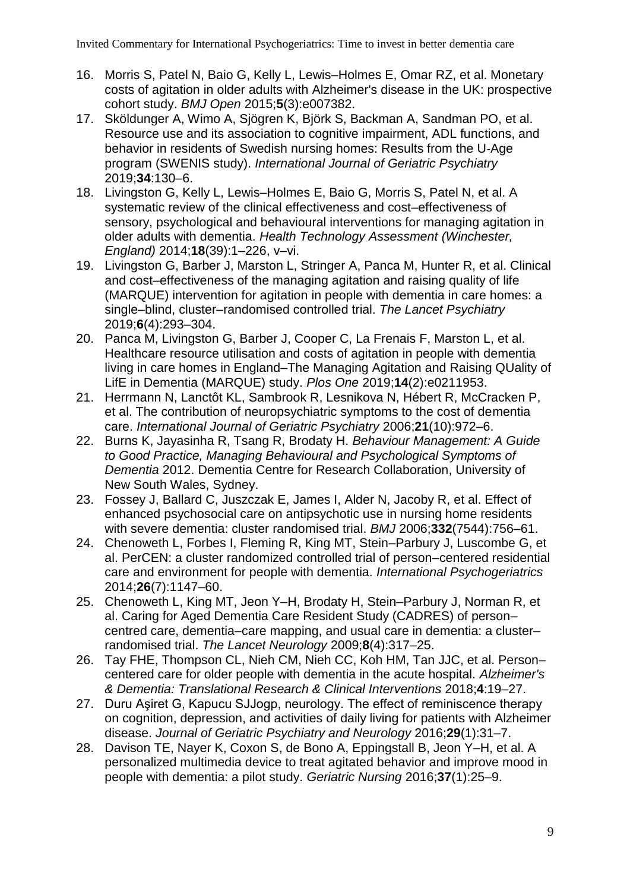16. Morris S, Patel N, Baio G, Kelly L, Lewis–Holmes E, Omar RZ, et al. Monetary costs of agitation in older adults with Alzheimer's disease in the UK: prospective cohort study. *BMJ Open* 2015;**5**(3):e007382.
17. Sköldunger A, Wimo A, Sjögren K, Björk S, Backman A, Sandman PO, et al. Resource use and its association to cognitive impairment, ADL functions, and behavior in residents of Swedish nursing homes: Results from the U-Age program (SWENIS study). *International Journal of Geriatric Psychiatry* 2019;**34**:130–6.
18. Livingston G, Kelly L, Lewis–Holmes E, Baio G, Morris S, Patel N, et al. A systematic review of the clinical effectiveness and cost–effectiveness of sensory, psychological and behavioural interventions for managing agitation in older adults with dementia. *Health Technology Assessment (Winchester, England)* 2014;**18**(39):1–226, v–vi.
19. Livingston G, Barber J, Marston L, Stringer A, Panca M, Hunter R, et al. Clinical and cost–effectiveness of the managing agitation and raising quality of life (MARQUE) intervention for agitation in people with dementia in care homes: a single–blind, cluster–randomised controlled trial. *The Lancet Psychiatry* 2019;**6**(4):293–304.
20. Panca M, Livingston G, Barber J, Cooper C, La Frenais F, Marston L, et al. Healthcare resource utilisation and costs of agitation in people with dementia living in care homes in England–The Managing Agitation and Raising QUality of LifE in Dementia (MARQUE) study. *Plos One* 2019;**14**(2):e0211953.
21. Herrmann N, Lanctôt KL, Sambrook R, Lesnikova N, Hébert R, McCracken P, et al. The contribution of neuropsychiatric symptoms to the cost of dementia care. *International Journal of Geriatric Psychiatry* 2006;**21**(10):972–6.
22. Burns K, Jayasinha R, Tsang R, Brodaty H. *Behaviour Management: A Guide to Good Practice, Managing Behavioural and Psychological Symptoms of Dementia* 2012. Dementia Centre for Research Collaboration, University of New South Wales, Sydney.
23. Fossey J, Ballard C, Juszczak E, James I, Alder N, Jacoby R, et al. Effect of enhanced psychosocial care on antipsychotic use in nursing home residents with severe dementia: cluster randomised trial. *BMJ* 2006;**332**(7544):756–61.
24. Chenoweth L, Forbes I, Fleming R, King MT, Stein–Parbury J, Luscombe G, et al. PerCEN: a cluster randomized controlled trial of person–centered residential care and environment for people with dementia. *International Psychogeriatrics* 2014;**26**(7):1147–60.
25. Chenoweth L, King MT, Jeon Y–H, Brodaty H, Stein–Parbury J, Norman R, et al. Caring for Aged Dementia Care Resident Study (CADRES) of person–centred care, dementia–care mapping, and usual care in dementia: a cluster–randomised trial. *The Lancet Neurology* 2009;**8**(4):317–25.
26. Tay FHE, Thompson CL, Nieh CM, Nieh CC, Koh HM, Tan JJC, et al. Person–centered care for older people with dementia in the acute hospital. *Alzheimer's & Dementia: Translational Research & Clinical Interventions* 2018;**4**:19–27.
27. Duru Aşiret G, Kapucu SJJogp, neurology. The effect of reminiscence therapy on cognition, depression, and activities of daily living for patients with Alzheimer disease. *Journal of Geriatric Psychiatry and Neurology* 2016;**29**(1):31–7.
28. Davison TE, Nayer K, Coxon S, de Bono A, Eppingstall B, Jeon Y–H, et al. A personalized multimedia device to treat agitated behavior and improve mood in people with dementia: a pilot study. *Geriatric Nursing* 2016;**37**(1):25–9.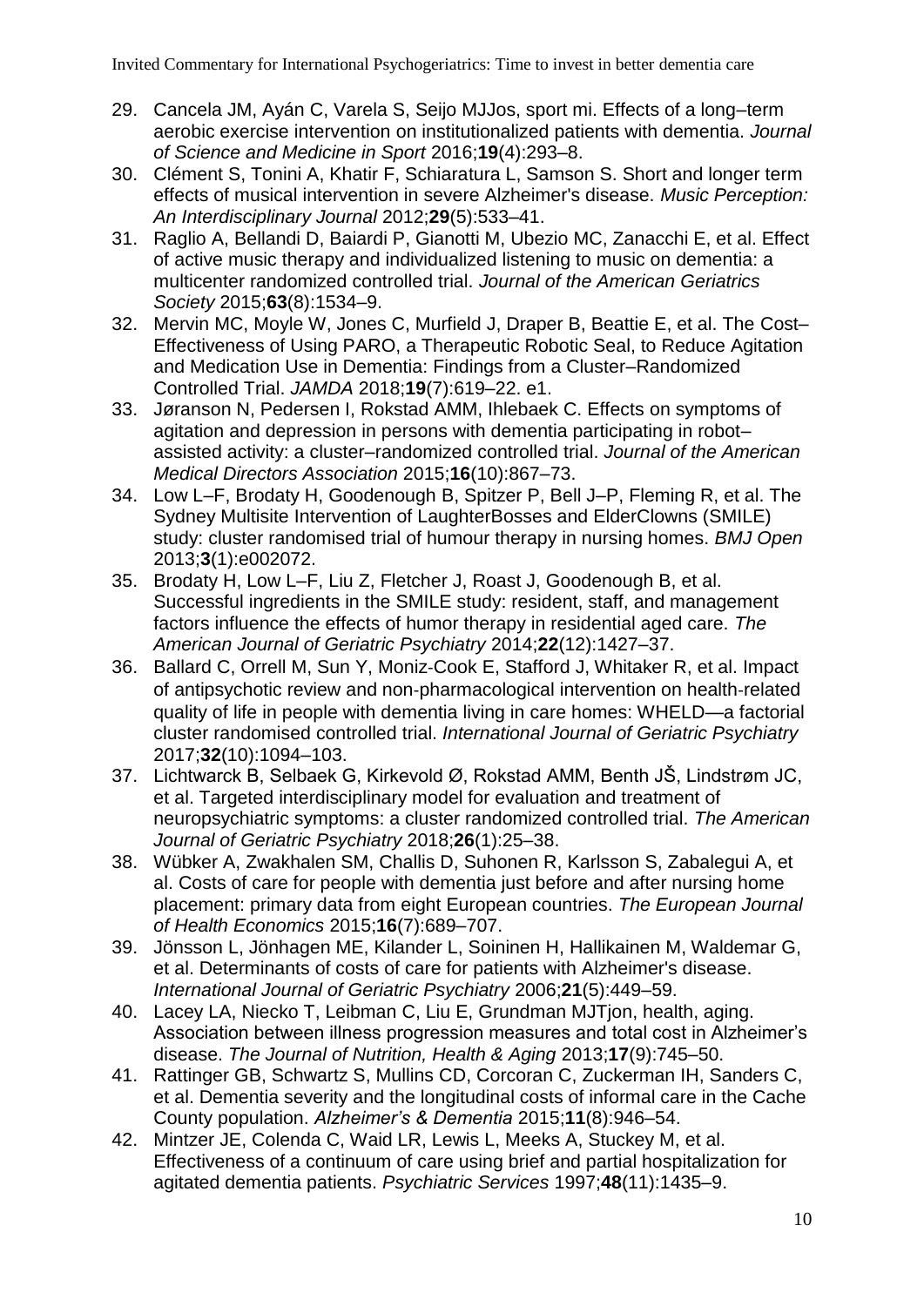29. Cancela JM, Ayán C, Varela S, Seijo MJJos, sport mi. Effects of a long–term aerobic exercise intervention on institutionalized patients with dementia. *Journal of Science and Medicine in Sport* 2016;**19**(4):293–8.
30. Clément S, Tonini A, Khatir F, Schiaratura L, Samson S. Short and longer term effects of musical intervention in severe Alzheimer's disease. *Music Perception: An Interdisciplinary Journal* 2012;**29**(5):533–41.
31. Raglio A, Bellandi D, Baiardi P, Gianotti M, Ubezio MC, Zanacchi E, et al. Effect of active music therapy and individualized listening to music on dementia: a multicenter randomized controlled trial. *Journal of the American Geriatrics Society* 2015;**63**(8):1534–9.
32. Mervin MC, Moyle W, Jones C, Murfield J, Draper B, Beattie E, et al. The Cost–Effectiveness of Using PARO, a Therapeutic Robotic Seal, to Reduce Agitation and Medication Use in Dementia: Findings from a Cluster–Randomized Controlled Trial. *JAMDA* 2018;**19**(7):619–22. e1.
33. Jøranson N, Pedersen I, Rokstad AMM, Ihlebaek C. Effects on symptoms of agitation and depression in persons with dementia participating in robot–assisted activity: a cluster–randomized controlled trial. *Journal of the American Medical Directors Association* 2015;**16**(10):867–73.
34. Low L–F, Brodaty H, Goodenough B, Spitzer P, Bell J–P, Fleming R, et al. The Sydney Multisite Intervention of LaughterBosses and ElderClowns (SMILE) study: cluster randomised trial of humour therapy in nursing homes. *BMJ Open* 2013;**3**(1):e002072.
35. Brodaty H, Low L–F, Liu Z, Fletcher J, Roast J, Goodenough B, et al. Successful ingredients in the SMILE study: resident, staff, and management factors influence the effects of humor therapy in residential aged care. *The American Journal of Geriatric Psychiatry* 2014;**22**(12):1427–37.
36. Ballard C, Orrell M, Sun Y, Moniz-Cook E, Stafford J, Whitaker R, et al. Impact of antipsychotic review and non-pharmacological intervention on health-related quality of life in people with dementia living in care homes: WHELD—a factorial cluster randomised controlled trial. *International Journal of Geriatric Psychiatry* 2017;**32**(10):1094–103.
37. Lichtwarck B, Selbaek G, Kirkevold Ø, Rokstad AMM, Benth JŠ, Lindstrøm JC, et al. Targeted interdisciplinary model for evaluation and treatment of neuropsychiatric symptoms: a cluster randomized controlled trial. *The American Journal of Geriatric Psychiatry* 2018;**26**(1):25–38.
38. Wübker A, Zwakhalen SM, Challis D, Suhonen R, Karlsson S, Zabalegui A, et al. Costs of care for people with dementia just before and after nursing home placement: primary data from eight European countries. *The European Journal of Health Economics* 2015;**16**(7):689–707.
39. Jönsson L, Jönhagen ME, Kilander L, Soininen H, Hallikainen M, Waldemar G, et al. Determinants of costs of care for patients with Alzheimer's disease. *International Journal of Geriatric Psychiatry* 2006;**21**(5):449–59.
40. Lacey LA, Niecko T, Leibman C, Liu E, Grundman MJTjon, health, aging. Association between illness progression measures and total cost in Alzheimer's disease. *The Journal of Nutrition, Health & Aging* 2013;**17**(9):745–50.
41. Rattinger GB, Schwartz S, Mullins CD, Corcoran C, Zuckerman IH, Sanders C, et al. Dementia severity and the longitudinal costs of informal care in the Cache County population. *Alzheimer's & Dementia* 2015;**11**(8):946–54.
42. Mintzer JE, Colenda C, Waid LR, Lewis L, Meeks A, Stuckey M, et al. Effectiveness of a continuum of care using brief and partial hospitalization for agitated dementia patients. *Psychiatric Services* 1997;**48**(11):1435–9.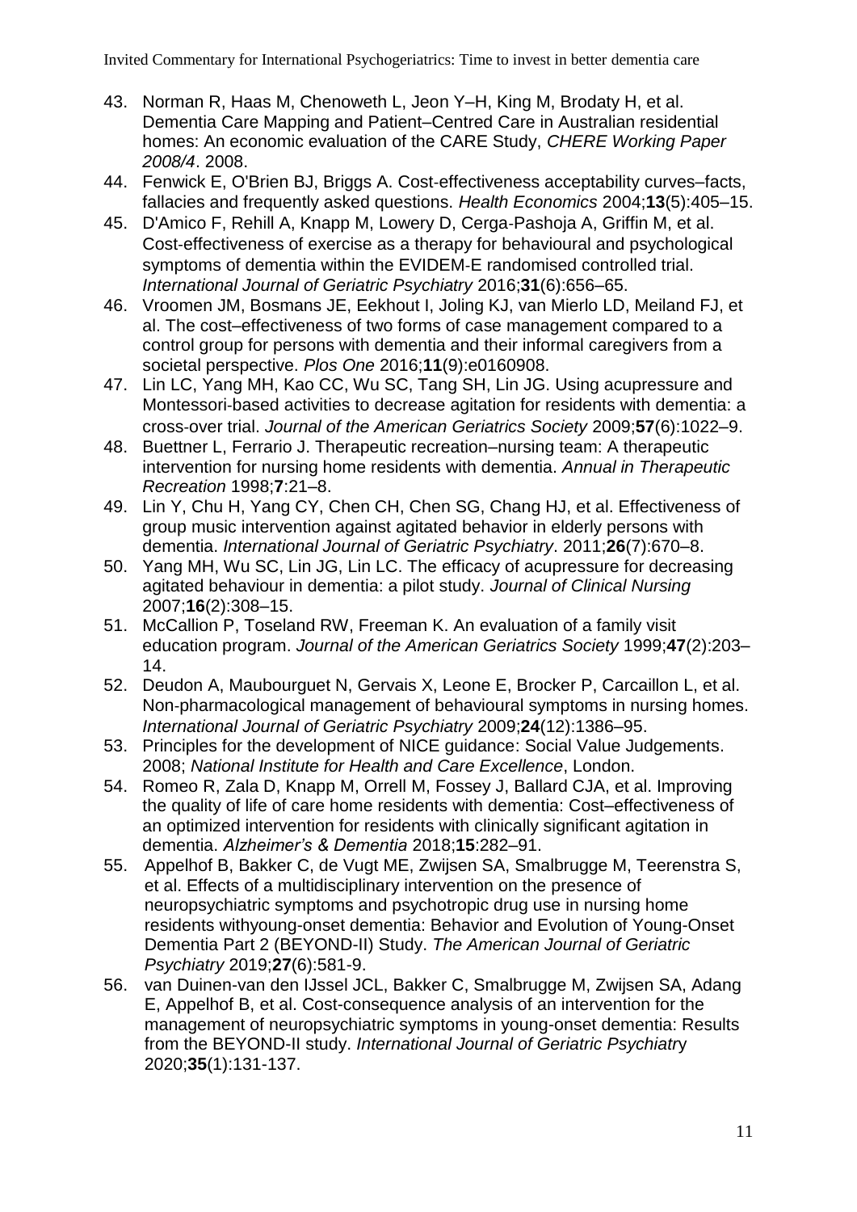43. Norman R, Haas M, Chenoweth L, Jeon Y–H, King M, Brodaty H, et al. Dementia Care Mapping and Patient–Centred Care in Australian residential homes: An economic evaluation of the CARE Study, *CHERE Working Paper 2008/4*. 2008.
44. Fenwick E, O'Brien BJ, Briggs A. Cost-effectiveness acceptability curves–facts, fallacies and frequently asked questions. *Health Economics* 2004;**13**(5):405–15.
45. D'Amico F, Rehill A, Knapp M, Lowery D, Cerga-Pashoja A, Griffin M, et al. Cost-effectiveness of exercise as a therapy for behavioural and psychological symptoms of dementia within the EVIDEM-E randomised controlled trial. *International Journal of Geriatric Psychiatry* 2016;**31**(6):656–65.
46. Vroomen JM, Bosmans JE, Eekhout I, Joling KJ, van Mierlo LD, Meiland FJ, et al. The cost–effectiveness of two forms of case management compared to a control group for persons with dementia and their informal caregivers from a societal perspective. *Plos One* 2016;**11**(9):e0160908.
47. Lin LC, Yang MH, Kao CC, Wu SC, Tang SH, Lin JG. Using acupressure and Montessori-based activities to decrease agitation for residents with dementia: a cross-over trial. *Journal of the American Geriatrics Society* 2009;**57**(6):1022–9.
48. Buettner L, Ferrario J. Therapeutic recreation–nursing team: A therapeutic intervention for nursing home residents with dementia. *Annual in Therapeutic Recreation* 1998;**7**:21–8.
49. Lin Y, Chu H, Yang CY, Chen CH, Chen SG, Chang HJ, et al. Effectiveness of group music intervention against agitated behavior in elderly persons with dementia. *International Journal of Geriatric Psychiatry*. 2011;**26**(7):670–8.
50. Yang MH, Wu SC, Lin JG, Lin LC. The efficacy of acupressure for decreasing agitated behaviour in dementia: a pilot study. *Journal of Clinical Nursing* 2007;**16**(2):308–15.
51. McCallion P, Toseland RW, Freeman K. An evaluation of a family visit education program. *Journal of the American Geriatrics Society* 1999;**47**(2):203–14.
52. Deudon A, Maubourguet N, Gervais X, Leone E, Brocker P, Carcaillon L, et al. Non-pharmacological management of behavioural symptoms in nursing homes. *International Journal of Geriatric Psychiatry* 2009;**24**(12):1386–95.
53. Principles for the development of NICE guidance: Social Value Judgements. 2008; *National Institute for Health and Care Excellence*, London.
54. Romeo R, Zala D, Knapp M, Orrell M, Fossey J, Ballard CJA, et al. Improving the quality of life of care home residents with dementia: Cost–effectiveness of an optimized intervention for residents with clinically significant agitation in dementia. *Alzheimer's & Dementia* 2018;**15**:282–91.
55. Appelhof B, Bakker C, de Vugt ME, Zwijsen SA, Smalbrugge M, Teerenstra S, et al. Effects of a multidisciplinary intervention on the presence of neuropsychiatric symptoms and psychotropic drug use in nursing home residents withyoung-onset dementia: Behavior and Evolution of Young-Onset Dementia Part 2 (BEYOND-II) Study. *The American Journal of Geriatric Psychiatry* 2019;**27**(6):581-9.
56. van Duinen-van den IJssel JCL, Bakker C, Smalbrugge M, Zwijsen SA, Adang E, Appelhof B, et al. Cost-consequence analysis of an intervention for the management of neuropsychiatric symptoms in young-onset dementia: Results from the BEYOND-II study. *International Journal of Geriatric Psychiatry* 2020;**35**(1):131-137.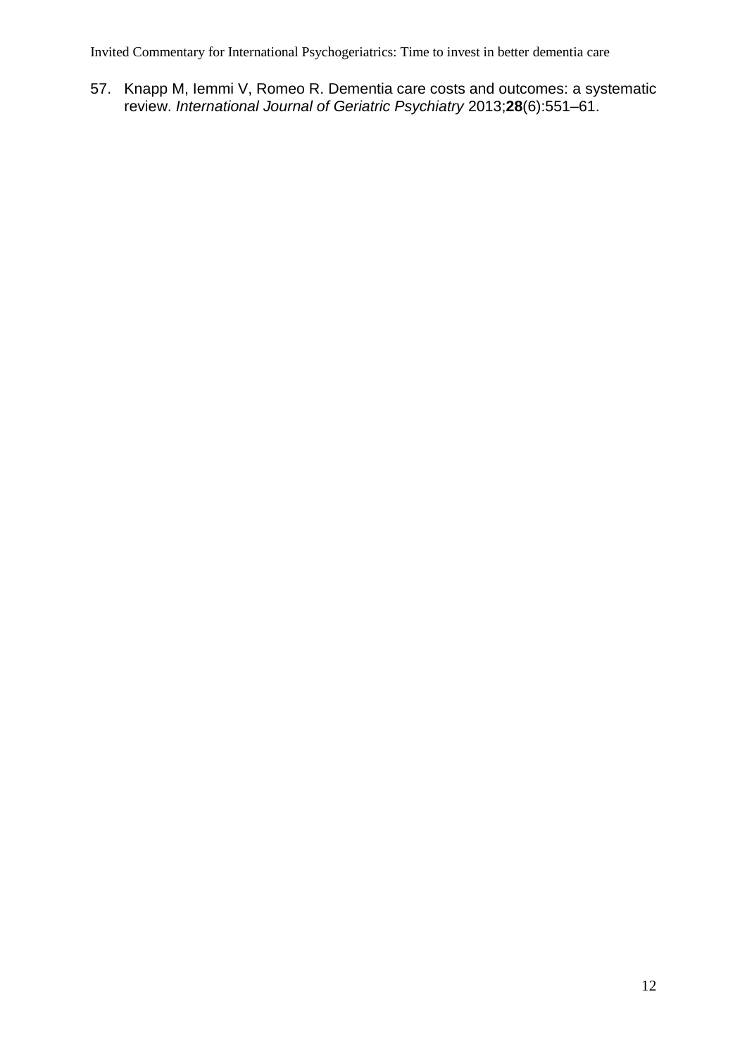57. Knapp M, Iemmi V, Romeo R. Dementia care costs and outcomes: a systematic review. *International Journal of Geriatric Psychiatry* 2013;**28**(6):551–61.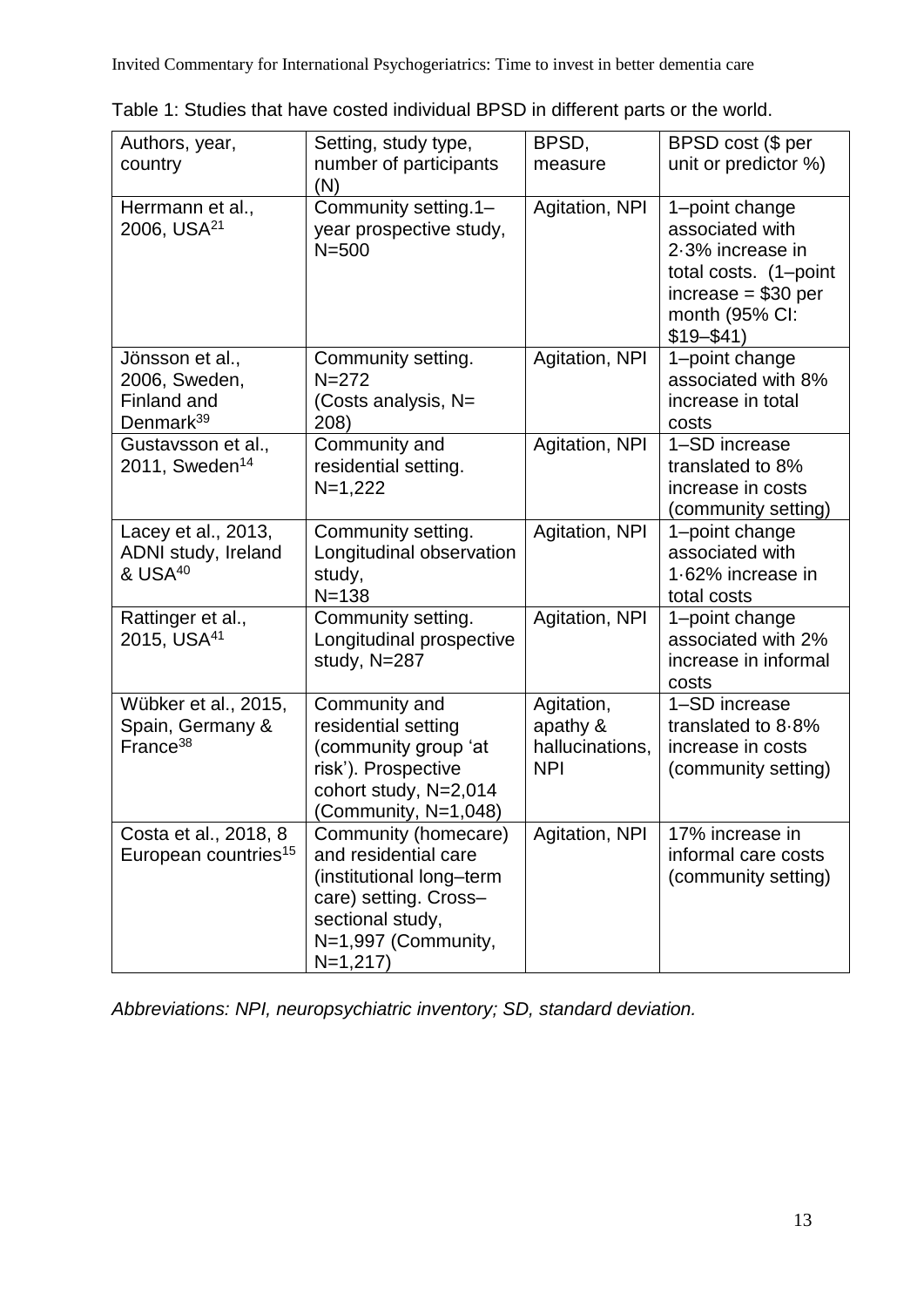Table 1: Studies that have costed individual BPSD in different parts or the world.

| Authors, year, country | Setting, study type, number of participants (N) | BPSD, measure | BPSD cost ($ per unit or predictor %) |
|---|---|---|---|
| Herrmann et al., 2006, USA[21] | Community setting.1–year prospective study, N=500 | Agitation, NPI | 1–point change associated with 2·3% increase in total costs. (1–point increase = $30 per month (95% CI: $19–$41) |
| Jönsson et al., 2006, Sweden, Finland and Denmark[39] | Community setting. N=272 (Costs analysis, N= 208) | Agitation, NPI | 1–point change associated with 8% increase in total costs |
| Gustavsson et al., 2011, Sweden[14] | Community and residential setting. N=1,222 | Agitation, NPI | 1–SD increase translated to 8% increase in costs (community setting) |
| Lacey et al., 2013, ADNI study, Ireland & USA[40] | Community setting. Longitudinal observation study, N=138 | Agitation, NPI | 1–point change associated with 1·62% increase in total costs |
| Rattinger et al., 2015, USA[41] | Community setting. Longitudinal prospective study, N=287 | Agitation, NPI | 1–point change associated with 2% increase in informal costs |
| Wübker et al., 2015, Spain, Germany & France[38] | Community and residential setting (community group 'at risk'). Prospective cohort study, N=2,014 (Community, N=1,048) | Agitation, apathy & hallucinations, NPI | 1–SD increase translated to 8·8% increase in costs (community setting) |
| Costa et al., 2018, 8 European countries[15] | Community (homecare) and residential care (institutional long–term care) setting. Cross–sectional study, N=1,997 (Community, N=1,217) | Agitation, NPI | 17% increase in informal care costs (community setting) |

*Abbreviations: NPI, neuropsychiatric inventory; SD, standard deviation.*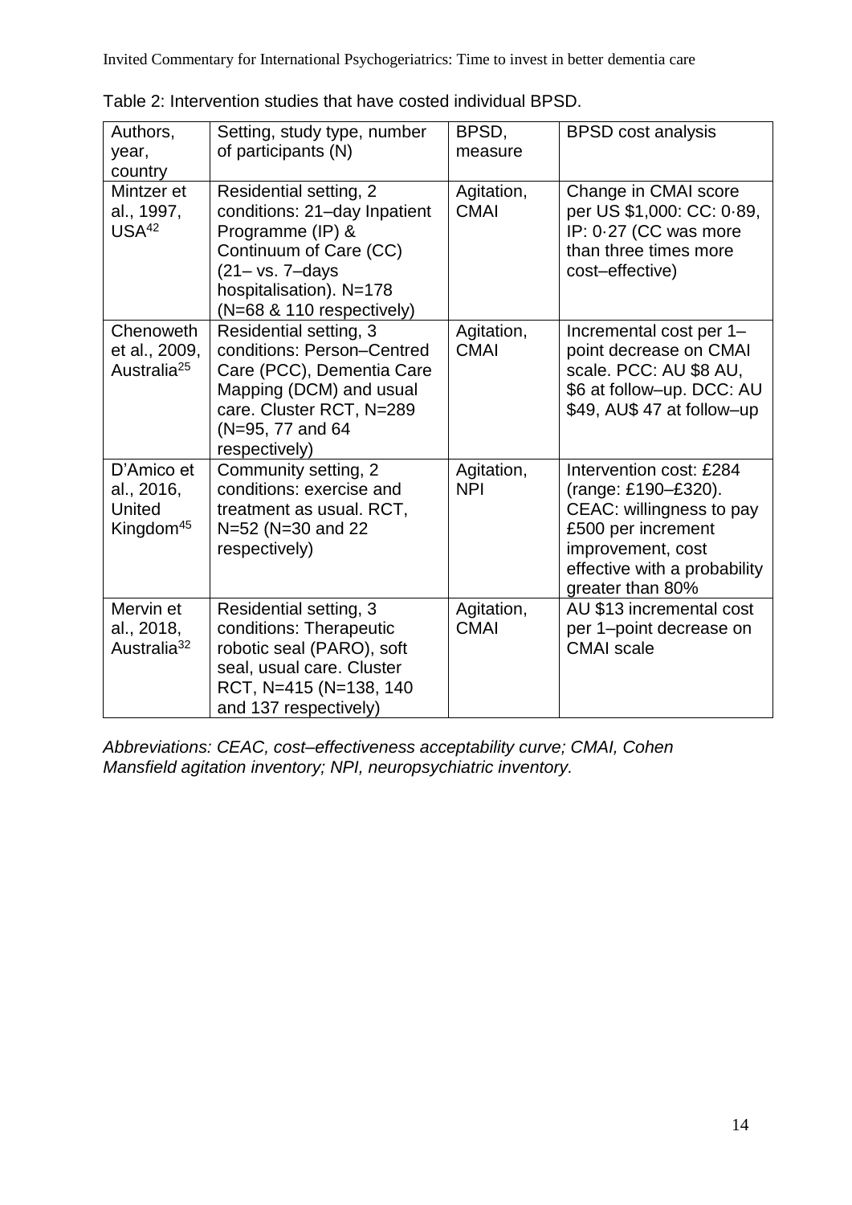Table 2: Intervention studies that have costed individual BPSD.

| Authors, year, country | Setting, study type, number of participants (N) | BPSD, measure | BPSD cost analysis |
|---|---|---|---|
| Mintzer et al., 1997, USA[42] | Residential setting, 2 conditions: 21–day Inpatient Programme (IP) & Continuum of Care (CC) (21– vs. 7–days hospitalisation). N=178 (N=68 & 110 respectively) | Agitation, CMAI | Change in CMAI score per US \$1,000: CC: 0·89, IP: 0·27 (CC was more than three times more cost–effective) |
| Chenoweth et al., 2009, Australia[25] | Residential setting, 3 conditions: Person–Centred Care (PCC), Dementia Care Mapping (DCM) and usual care. Cluster RCT, N=289 (N=95, 77 and 64 respectively) | Agitation, CMAI | Incremental cost per 1–point decrease on CMAI scale. PCC: AU \$8 AU, \$6 at follow–up. DCC: AU \$49, AU\$ 47 at follow–up |
| D'Amico et al., 2016, United Kingdom[45] | Community setting, 2 conditions: exercise and treatment as usual. RCT, N=52 (N=30 and 22 respectively) | Agitation, NPI | Intervention cost: £284 (range: £190–£320). CEAC: willingness to pay £500 per increment improvement, cost effective with a probability greater than 80% |
| Mervin et al., 2018, Australia[32] | Residential setting, 3 conditions: Therapeutic robotic seal (PARO), soft seal, usual care. Cluster RCT, N=415 (N=138, 140 and 137 respectively) | Agitation, CMAI | AU \$13 incremental cost per 1–point decrease on CMAI scale |

*Abbreviations: CEAC, cost–effectiveness acceptability curve; CMAI, Cohen Mansfield agitation inventory; NPI, neuropsychiatric inventory.*